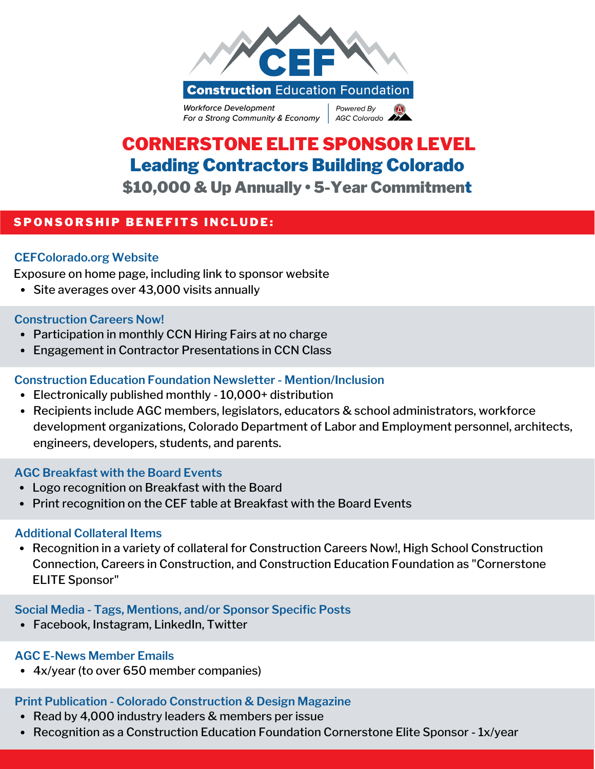CEF

Construction Education Foundation

*Workforce Development For a Strong Community & Economy*

*Powered By AGC Colorado*

# CORNERSTONE ELITE SPONSOR LEVEL

## Leading Contractors Building Colorado

### $10,000 & Up Annually • 5-Year Commitment

**SPONSORSHIP BENEFITS INCLUDE:**

#### CEFColorado.org Website

Exposure on home page, including link to sponsor website

- Site averages over 43,000 visits annually

#### Construction Careers Now!

- Participation in monthly CCN Hiring Fairs at no charge
- Engagement in Contractor Presentations in CCN Class

#### Construction Education Foundation Newsletter - Mention/Inclusion

- Electronically published monthly - 10,000+ distribution
- Recipients include AGC members, legislators, educators & school administrators, workforce development organizations, Colorado Department of Labor and Employment personnel, architects, engineers, developers, students, and parents.

#### AGC Breakfast with the Board Events

- Logo recognition on Breakfast with the Board
- Print recognition on the CEF table at Breakfast with the Board Events

#### Additional Collateral Items

- Recognition in a variety of collateral for Construction Careers Now!, High School Construction Connection, Careers in Construction, and Construction Education Foundation as "Cornerstone ELITE Sponsor"

#### Social Media - Tags, Mentions, and/or Sponsor Specific Posts

- Facebook, Instagram, LinkedIn, Twitter

#### AGC E-News Member Emails

- 4x/year (to over 650 member companies)

#### Print Publication - Colorado Construction & Design Magazine

- Read by 4,000 industry leaders & members per issue
- Recognition as a Construction Education Foundation Cornerstone Elite Sponsor - 1x/year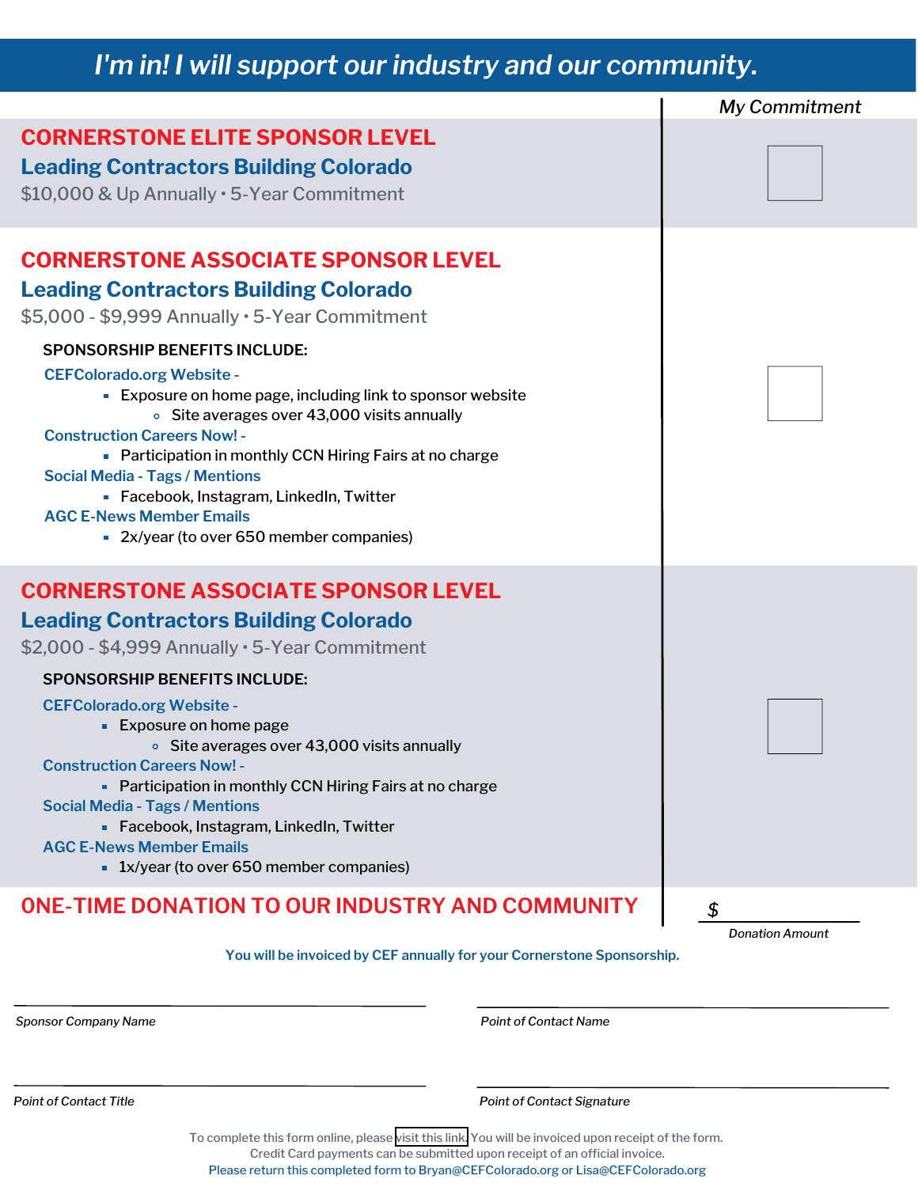## *I'm in! I will support our industry and our community.*

*My Commitment*

### CORNERSTONE ELITE SPONSOR LEVEL

**Leading Contractors Building Colorado**

$10,000 & Up Annually • 5-Year Commitment

☐

### CORNERSTONE ASSOCIATE SPONSOR LEVEL

**Leading Contractors Building Colorado**

$5,000 - $9,999 Annually • 5-Year Commitment

☐

SPONSORSHIP BENEFITS INCLUDE:

CEFColorado.org Website -
- Exposure on home page, including link to sponsor website
  - Site averages over 43,000 visits annually

Construction Careers Now! -
- Participation in monthly CCN Hiring Fairs at no charge

Social Media - Tags / Mentions
- Facebook, Instagram, LinkedIn, Twitter

AGC E-News Member Emails
- 2x/year (to over 650 member companies)

### CORNERSTONE ASSOCIATE SPONSOR LEVEL

**Leading Contractors Building Colorado**

$2,000 - $4,999 Annually • 5-Year Commitment

☐

SPONSORSHIP BENEFITS INCLUDE:

CEFColorado.org Website -
- Exposure on home page
  - Site averages over 43,000 visits annually

Construction Careers Now! -
- Participation in monthly CCN Hiring Fairs at no charge

Social Media - Tags / Mentions
- Facebook, Instagram, LinkedIn, Twitter

AGC E-News Member Emails
- 1x/year (to over 650 member companies)

### ONE-TIME DONATION TO OUR INDUSTRY AND COMMUNITY

$ ____________

*Donation Amount*

You will be invoiced by CEF annually for your Cornerstone Sponsorship.

______________________________ 
*Sponsor Company Name*

______________________________ 
*Point of Contact Name*

______________________________ 
*Point of Contact Title*

______________________________ 
*Point of Contact Signature*

To complete this form online, please visit this link. You will be invoiced upon receipt of the form.
Credit Card payments can be submitted upon receipt of an official invoice.
Please return this completed form to Bryan@CEFColorado.org or Lisa@CEFColorado.org